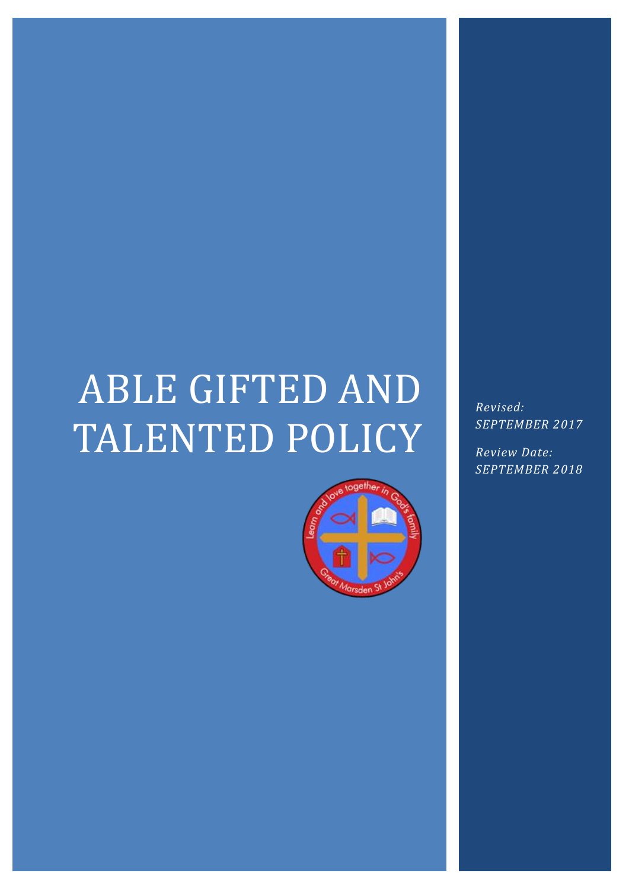# ABLE GIFTED AND TALENTED POLICY

*Revised: SEPTEMBER 2017*

*Review Date: SEPTEMBER 2018*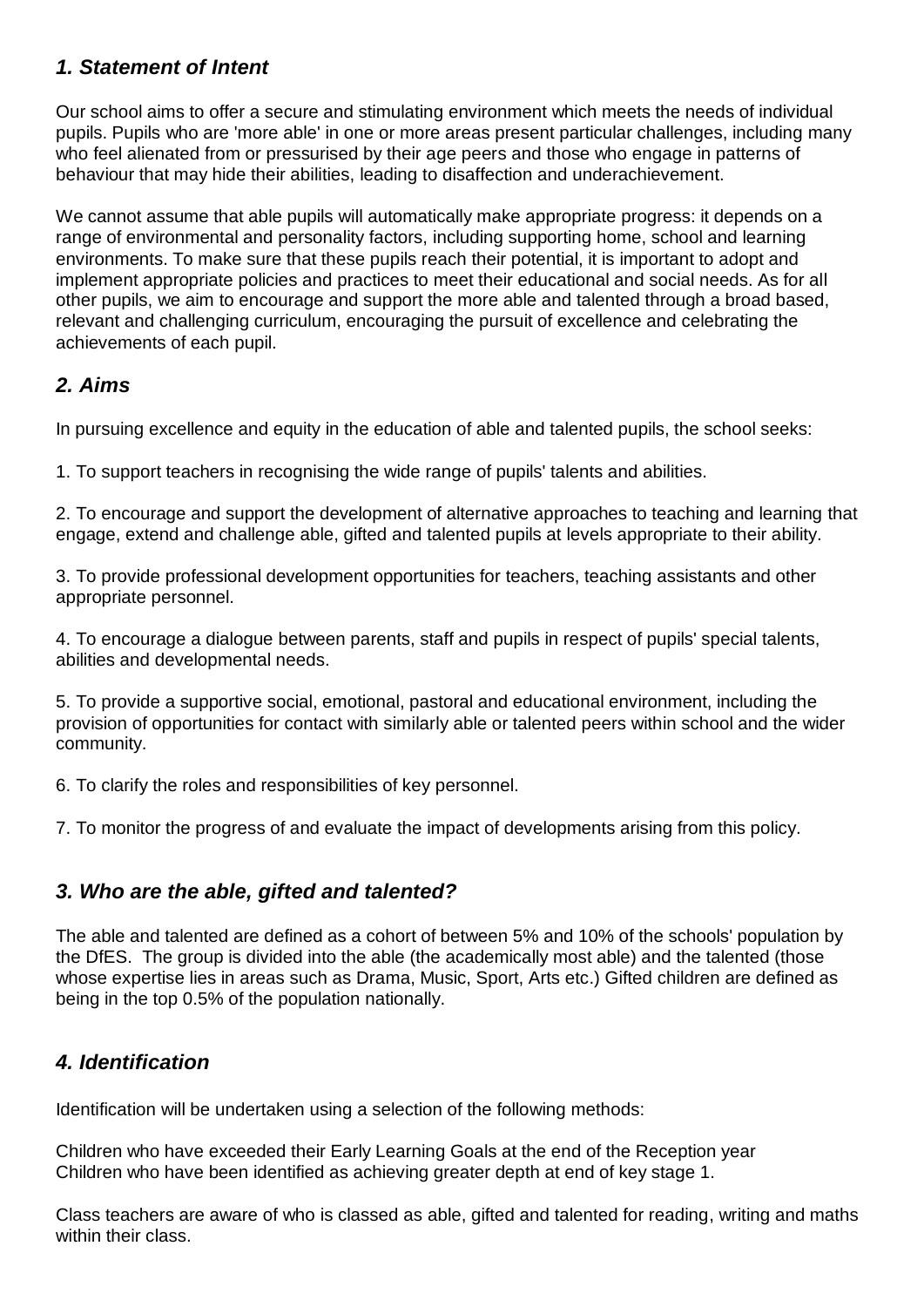## *1. Statement of Intent*

Our school aims to offer a secure and stimulating environment which meets the needs of individual pupils. Pupils who are 'more able' in one or more areas present particular challenges, including many who feel alienated from or pressurised by their age peers and those who engage in patterns of behaviour that may hide their abilities, leading to disaffection and underachievement.

We cannot assume that able pupils will automatically make appropriate progress: it depends on a range of environmental and personality factors, including supporting home, school and learning environments. To make sure that these pupils reach their potential, it is important to adopt and implement appropriate policies and practices to meet their educational and social needs. As for all other pupils, we aim to encourage and support the more able and talented through a broad based, relevant and challenging curriculum, encouraging the pursuit of excellence and celebrating the achievements of each pupil.

## *2. Aims*

In pursuing excellence and equity in the education of able and talented pupils, the school seeks:

1. To support teachers in recognising the wide range of pupils' talents and abilities.

2. To encourage and support the development of alternative approaches to teaching and learning that engage, extend and challenge able, gifted and talented pupils at levels appropriate to their ability.

3. To provide professional development opportunities for teachers, teaching assistants and other appropriate personnel.

4. To encourage a dialogue between parents, staff and pupils in respect of pupils' special talents, abilities and developmental needs.

5. To provide a supportive social, emotional, pastoral and educational environment, including the provision of opportunities for contact with similarly able or talented peers within school and the wider community.

6. To clarify the roles and responsibilities of key personnel.

7. To monitor the progress of and evaluate the impact of developments arising from this policy.

## *3. Who are the able, gifted and talented?*

The able and talented are defined as a cohort of between 5% and 10% of the schools' population by the DfES. The group is divided into the able (the academically most able) and the talented (those whose expertise lies in areas such as Drama, Music, Sport, Arts etc.) Gifted children are defined as being in the top 0.5% of the population nationally.

## *4. Identification*

Identification will be undertaken using a selection of the following methods:

Children who have exceeded their Early Learning Goals at the end of the Reception year
Children who have been identified as achieving greater depth at end of key stage 1.

Class teachers are aware of who is classed as able, gifted and talented for reading, writing and maths within their class.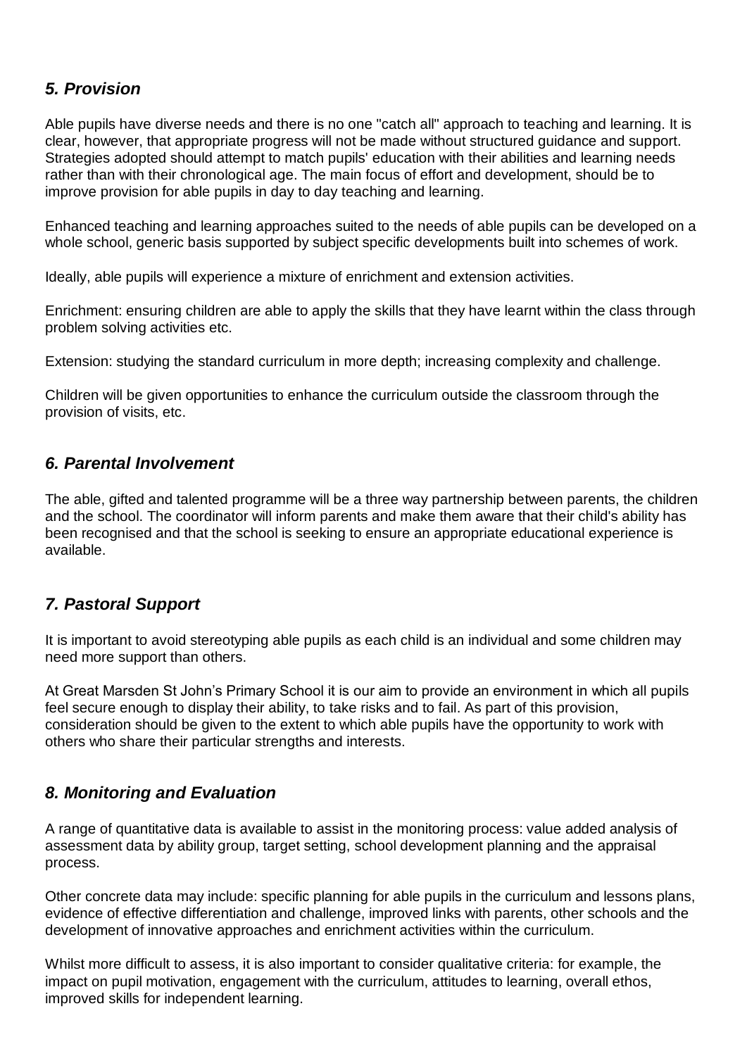## *5. Provision*

Able pupils have diverse needs and there is no one "catch all" approach to teaching and learning. It is clear, however, that appropriate progress will not be made without structured guidance and support. Strategies adopted should attempt to match pupils' education with their abilities and learning needs rather than with their chronological age. The main focus of effort and development, should be to improve provision for able pupils in day to day teaching and learning.

Enhanced teaching and learning approaches suited to the needs of able pupils can be developed on a whole school, generic basis supported by subject specific developments built into schemes of work.

Ideally, able pupils will experience a mixture of enrichment and extension activities.

Enrichment: ensuring children are able to apply the skills that they have learnt within the class through problem solving activities etc.

Extension: studying the standard curriculum in more depth; increasing complexity and challenge.

Children will be given opportunities to enhance the curriculum outside the classroom through the provision of visits, etc.

## *6. Parental Involvement*

The able, gifted and talented programme will be a three way partnership between parents, the children and the school. The coordinator will inform parents and make them aware that their child's ability has been recognised and that the school is seeking to ensure an appropriate educational experience is available.

## *7. Pastoral Support*

It is important to avoid stereotyping able pupils as each child is an individual and some children may need more support than others.

At Great Marsden St John's Primary School it is our aim to provide an environment in which all pupils feel secure enough to display their ability, to take risks and to fail. As part of this provision, consideration should be given to the extent to which able pupils have the opportunity to work with others who share their particular strengths and interests.

## *8. Monitoring and Evaluation*

A range of quantitative data is available to assist in the monitoring process: value added analysis of assessment data by ability group, target setting, school development planning and the appraisal process.

Other concrete data may include: specific planning for able pupils in the curriculum and lessons plans, evidence of effective differentiation and challenge, improved links with parents, other schools and the development of innovative approaches and enrichment activities within the curriculum.

Whilst more difficult to assess, it is also important to consider qualitative criteria: for example, the impact on pupil motivation, engagement with the curriculum, attitudes to learning, overall ethos, improved skills for independent learning.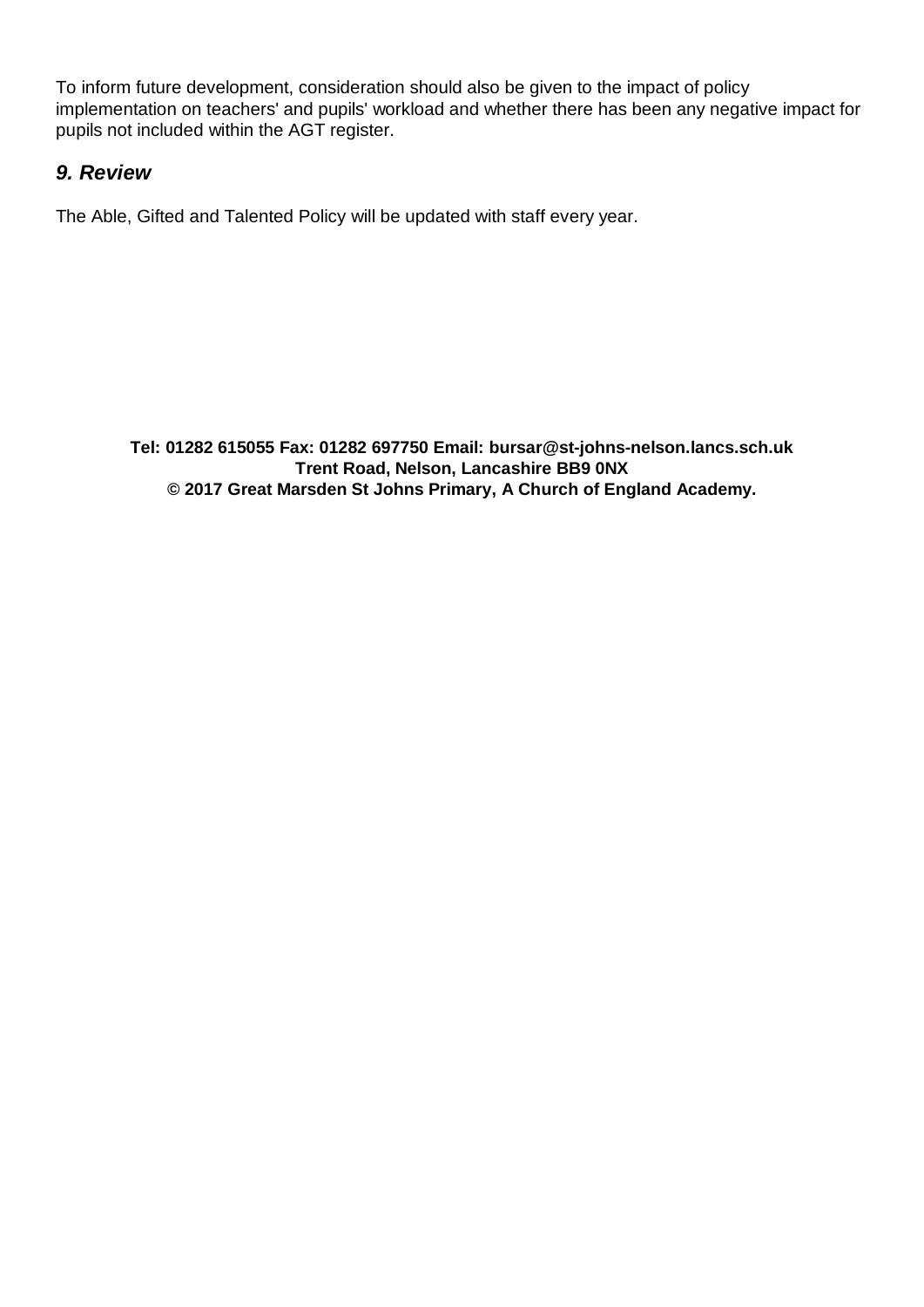To inform future development, consideration should also be given to the impact of policy implementation on teachers' and pupils' workload and whether there has been any negative impact for pupils not included within the AGT register.

## *9. Review*

The Able, Gifted and Talented Policy will be updated with staff every year.

**Tel: 01282 615055 Fax: 01282 697750 Email: bursar@st-johns-nelson.lancs.sch.uk**
**Trent Road, Nelson, Lancashire BB9 0NX**
**© 2017 Great Marsden St Johns Primary, A Church of England Academy.**